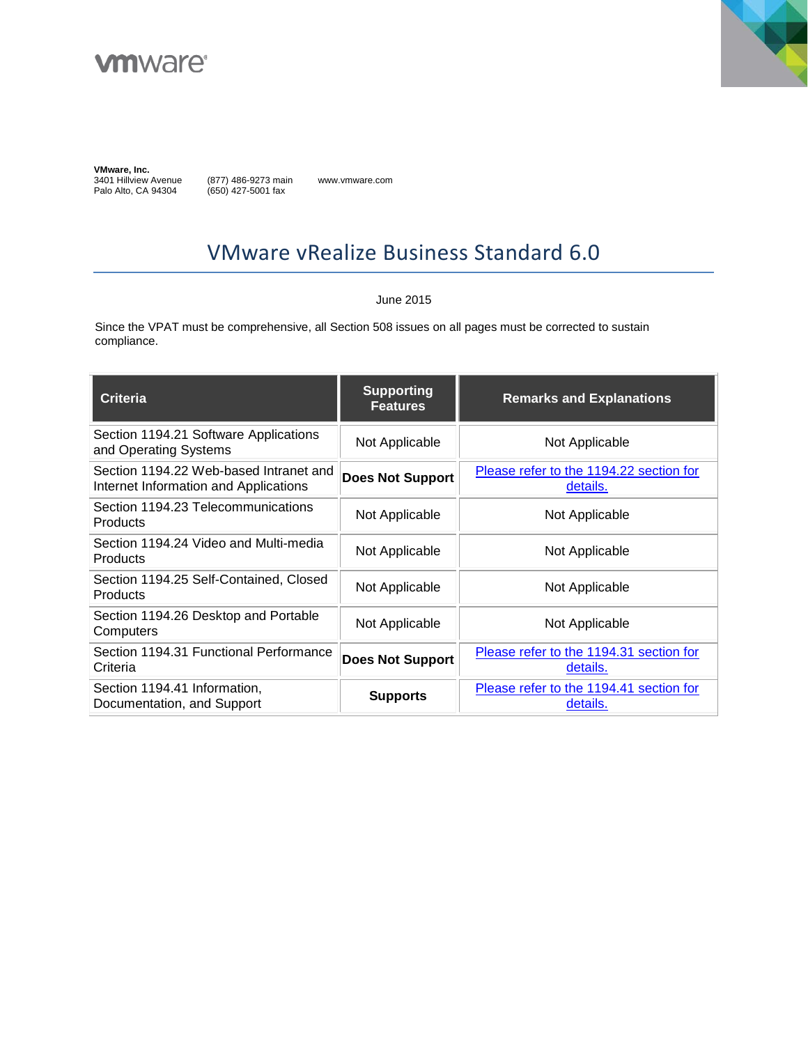vmware®

**VMware, Inc.**
3401 Hillview Avenue
Palo Alto, CA 94304

(877) 486-9273 main
(650) 427-5001 fax

www.vmware.com

# VMware vRealize Business Standard 6.0

June 2015

Since the VPAT must be comprehensive, all Section 508 issues on all pages must be corrected to sustain compliance.

| Criteria | Supporting Features | Remarks and Explanations |
|---|---|---|
| Section 1194.21 Software Applications and Operating Systems | Not Applicable | Not Applicable |
| Section 1194.22 Web-based Intranet and Internet Information and Applications | **Does Not Support** | Please refer to the 1194.22 section for details. |
| Section 1194.23 Telecommunications Products | Not Applicable | Not Applicable |
| Section 1194.24 Video and Multi-media Products | Not Applicable | Not Applicable |
| Section 1194.25 Self-Contained, Closed Products | Not Applicable | Not Applicable |
| Section 1194.26 Desktop and Portable Computers | Not Applicable | Not Applicable |
| Section 1194.31 Functional Performance Criteria | **Does Not Support** | Please refer to the 1194.31 section for details. |
| Section 1194.41 Information, Documentation, and Support | **Supports** | Please refer to the 1194.41 section for details. |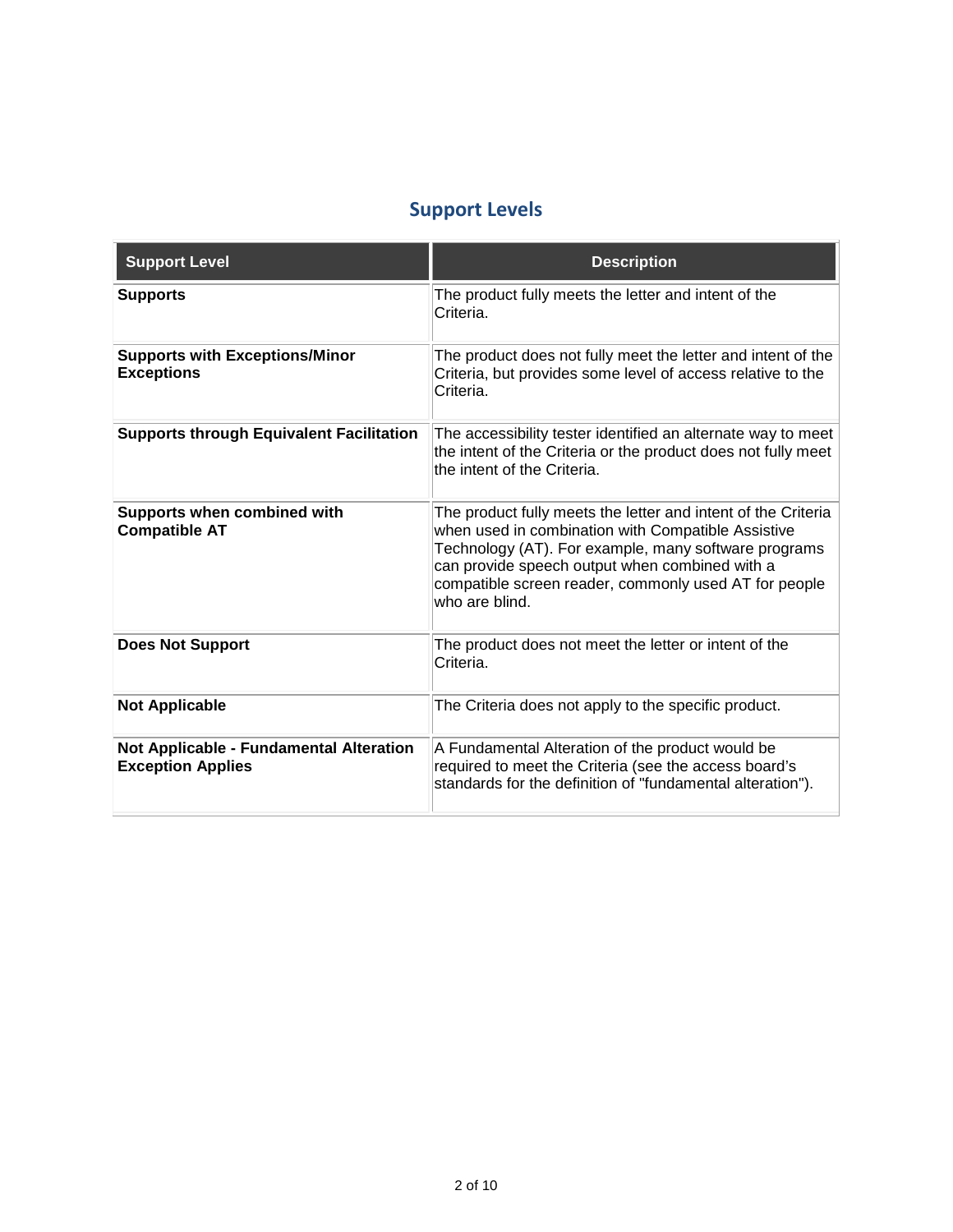## Support Levels

| Support Level | Description |
|---|---|
| **Supports** | The product fully meets the letter and intent of the Criteria. |
| **Supports with Exceptions/Minor Exceptions** | The product does not fully meet the letter and intent of the Criteria, but provides some level of access relative to the Criteria. |
| **Supports through Equivalent Facilitation** | The accessibility tester identified an alternate way to meet the intent of the Criteria or the product does not fully meet the intent of the Criteria. |
| **Supports when combined with Compatible AT** | The product fully meets the letter and intent of the Criteria when used in combination with Compatible Assistive Technology (AT). For example, many software programs can provide speech output when combined with a compatible screen reader, commonly used AT for people who are blind. |
| **Does Not Support** | The product does not meet the letter or intent of the Criteria. |
| **Not Applicable** | The Criteria does not apply to the specific product. |
| **Not Applicable - Fundamental Alteration Exception Applies** | A Fundamental Alteration of the product would be required to meet the Criteria (see the access board's standards for the definition of "fundamental alteration"). |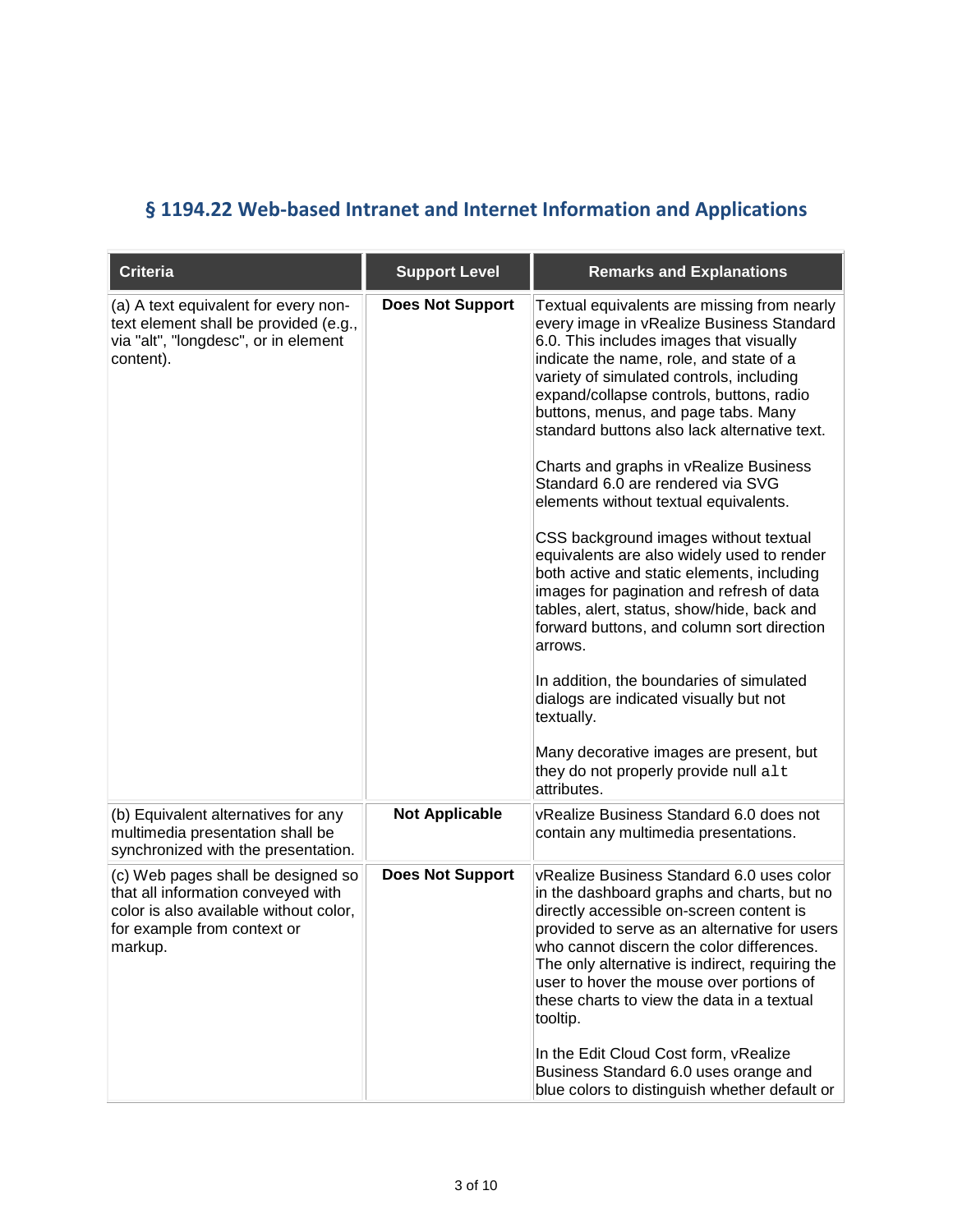## § 1194.22 Web-based Intranet and Internet Information and Applications

| Criteria | Support Level | Remarks and Explanations |
|---|---|---|
| (a) A text equivalent for every non-text element shall be provided (e.g., via "alt", "longdesc", or in element content). | **Does Not Support** | Textual equivalents are missing from nearly every image in vRealize Business Standard 6.0. This includes images that visually indicate the name, role, and state of a variety of simulated controls, including expand/collapse controls, buttons, radio buttons, menus, and page tabs. Many standard buttons also lack alternative text.<br><br>Charts and graphs in vRealize Business Standard 6.0 are rendered via SVG elements without textual equivalents.<br><br>CSS background images without textual equivalents are also widely used to render both active and static elements, including images for pagination and refresh of data tables, alert, status, show/hide, back and forward buttons, and column sort direction arrows.<br><br>In addition, the boundaries of simulated dialogs are indicated visually but not textually.<br><br>Many decorative images are present, but they do not properly provide null `alt` attributes. |
| (b) Equivalent alternatives for any multimedia presentation shall be synchronized with the presentation. | **Not Applicable** | vRealize Business Standard 6.0 does not contain any multimedia presentations. |
| (c) Web pages shall be designed so that all information conveyed with color is also available without color, for example from context or markup. | **Does Not Support** | vRealize Business Standard 6.0 uses color in the dashboard graphs and charts, but no directly accessible on-screen content is provided to serve as an alternative for users who cannot discern the color differences. The only alternative is indirect, requiring the user to hover the mouse over portions of these charts to view the data in a textual tooltip.<br><br>In the Edit Cloud Cost form, vRealize Business Standard 6.0 uses orange and blue colors to distinguish whether default or |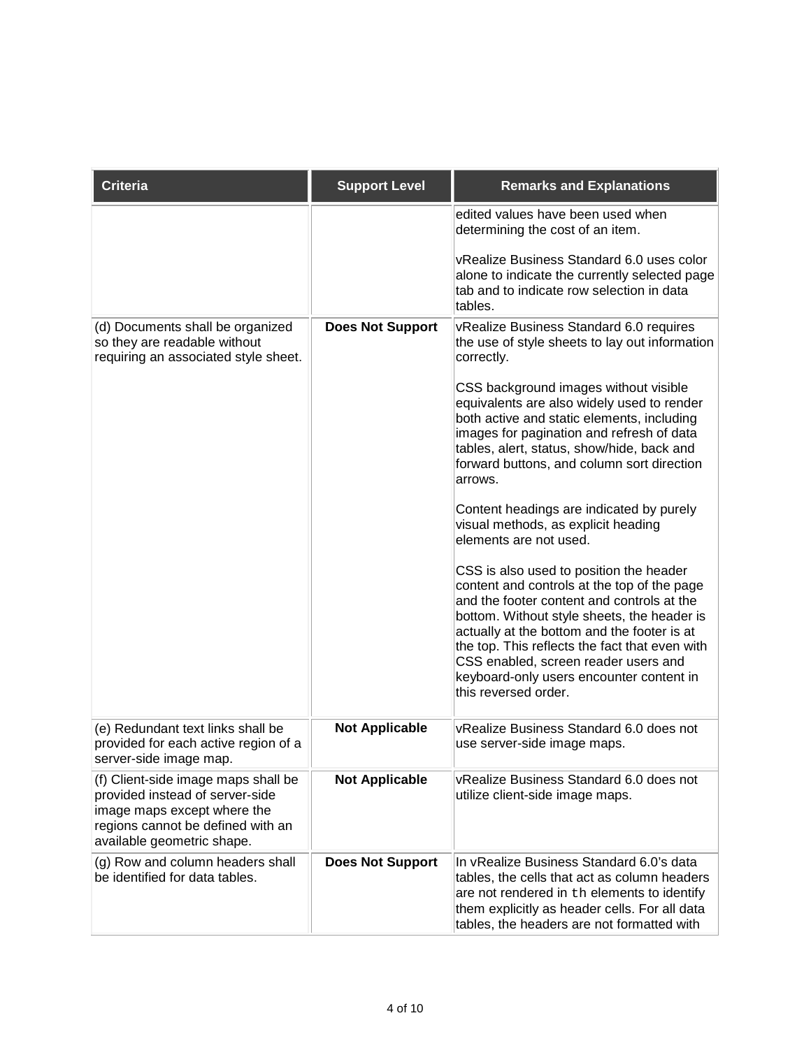| Criteria | Support Level | Remarks and Explanations |
| --- | --- | --- |
| | | edited values have been used when determining the cost of an item.<br><br>vRealize Business Standard 6.0 uses color alone to indicate the currently selected page tab and to indicate row selection in data tables. |
| (d) Documents shall be organized so they are readable without requiring an associated style sheet. | **Does Not Support** | vRealize Business Standard 6.0 requires the use of style sheets to lay out information correctly.<br><br>CSS background images without visible equivalents are also widely used to render both active and static elements, including images for pagination and refresh of data tables, alert, status, show/hide, back and forward buttons, and column sort direction arrows.<br><br>Content headings are indicated by purely visual methods, as explicit heading elements are not used.<br><br>CSS is also used to position the header content and controls at the top of the page and the footer content and controls at the bottom. Without style sheets, the header is actually at the bottom and the footer is at the top. This reflects the fact that even with CSS enabled, screen reader users and keyboard-only users encounter content in this reversed order. |
| (e) Redundant text links shall be provided for each active region of a server-side image map. | **Not Applicable** | vRealize Business Standard 6.0 does not use server-side image maps. |
| (f) Client-side image maps shall be provided instead of server-side image maps except where the regions cannot be defined with an available geometric shape. | **Not Applicable** | vRealize Business Standard 6.0 does not utilize client-side image maps. |
| (g) Row and column headers shall be identified for data tables. | **Does Not Support** | In vRealize Business Standard 6.0's data tables, the cells that act as column headers are not rendered in `th` elements to identify them explicitly as header cells. For all data tables, the headers are not formatted with |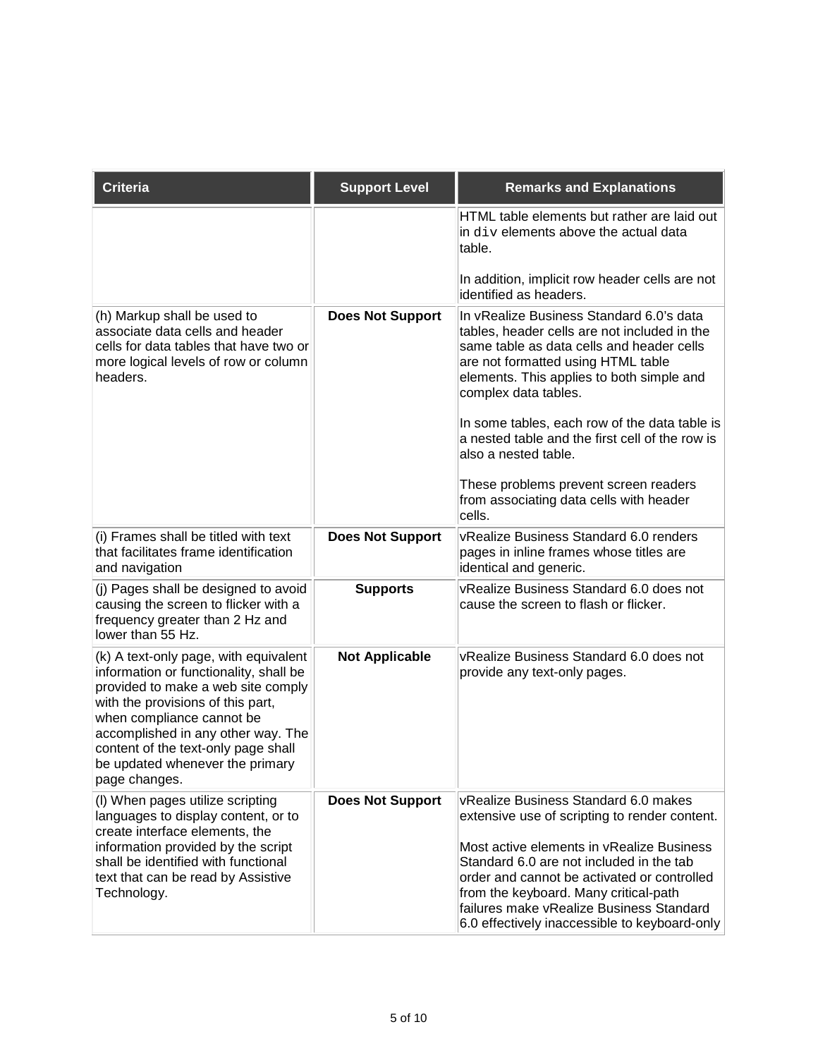| Criteria | Support Level | Remarks and Explanations |
|---|---|---|
| | | HTML table elements but rather are laid out in `div` elements above the actual data table.<br><br>In addition, implicit row header cells are not identified as headers. |
| (h) Markup shall be used to associate data cells and header cells for data tables that have two or more logical levels of row or column headers. | **Does Not Support** | In vRealize Business Standard 6.0's data tables, header cells are not included in the same table as data cells and header cells are not formatted using HTML table elements. This applies to both simple and complex data tables.<br><br>In some tables, each row of the data table is a nested table and the first cell of the row is also a nested table.<br><br>These problems prevent screen readers from associating data cells with header cells. |
| (i) Frames shall be titled with text that facilitates frame identification and navigation | **Does Not Support** | vRealize Business Standard 6.0 renders pages in inline frames whose titles are identical and generic. |
| (j) Pages shall be designed to avoid causing the screen to flicker with a frequency greater than 2 Hz and lower than 55 Hz. | **Supports** | vRealize Business Standard 6.0 does not cause the screen to flash or flicker. |
| (k) A text-only page, with equivalent information or functionality, shall be provided to make a web site comply with the provisions of this part, when compliance cannot be accomplished in any other way. The content of the text-only page shall be updated whenever the primary page changes. | **Not Applicable** | vRealize Business Standard 6.0 does not provide any text-only pages. |
| (l) When pages utilize scripting languages to display content, or to create interface elements, the information provided by the script shall be identified with functional text that can be read by Assistive Technology. | **Does Not Support** | vRealize Business Standard 6.0 makes extensive use of scripting to render content.<br><br>Most active elements in vRealize Business Standard 6.0 are not included in the tab order and cannot be activated or controlled from the keyboard. Many critical-path failures make vRealize Business Standard 6.0 effectively inaccessible to keyboard-only |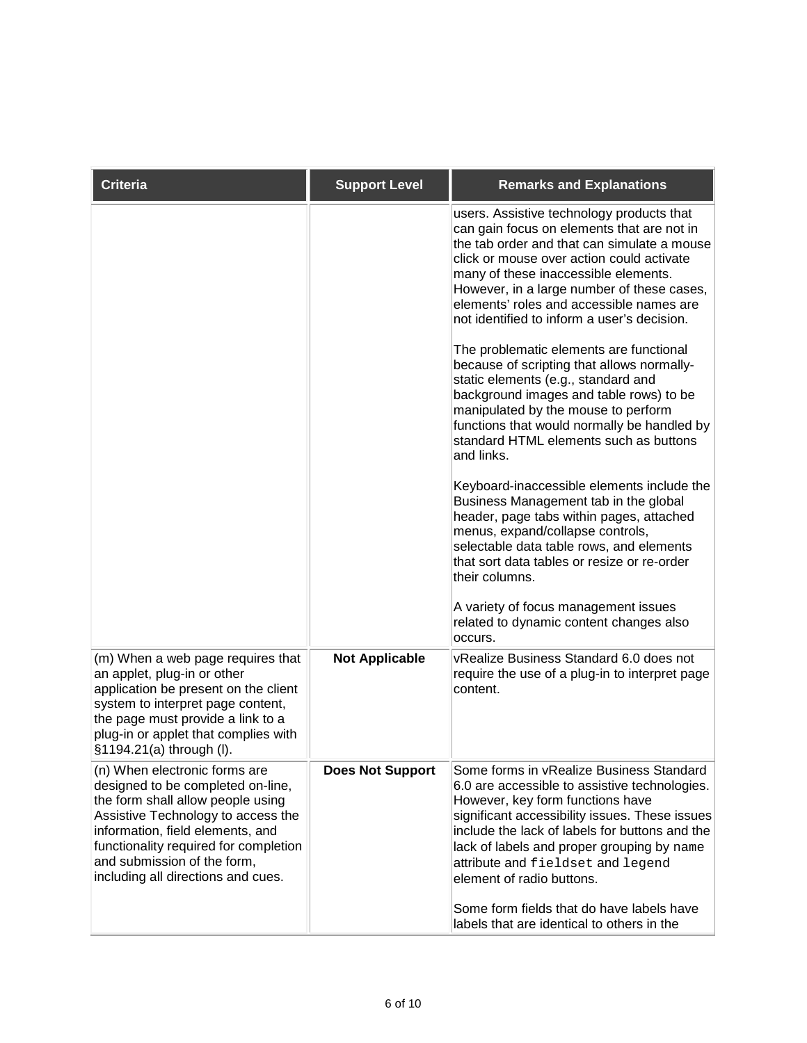| Criteria | Support Level | Remarks and Explanations |
|---|---|---|
| | | users. Assistive technology products that can gain focus on elements that are not in the tab order and that can simulate a mouse click or mouse over action could activate many of these inaccessible elements. However, in a large number of these cases, elements' roles and accessible names are not identified to inform a user's decision.<br><br>The problematic elements are functional because of scripting that allows normally-static elements (e.g., standard and background images and table rows) to be manipulated by the mouse to perform functions that would normally be handled by standard HTML elements such as buttons and links.<br><br>Keyboard-inaccessible elements include the Business Management tab in the global header, page tabs within pages, attached menus, expand/collapse controls, selectable data table rows, and elements that sort data tables or resize or re-order their columns.<br><br>A variety of focus management issues related to dynamic content changes also occurs. |
| (m) When a web page requires that an applet, plug-in or other application be present on the client system to interpret page content, the page must provide a link to a plug-in or applet that complies with §1194.21(a) through (l). | **Not Applicable** | vRealize Business Standard 6.0 does not require the use of a plug-in to interpret page content. |
| (n) When electronic forms are designed to be completed on-line, the form shall allow people using Assistive Technology to access the information, field elements, and functionality required for completion and submission of the form, including all directions and cues. | **Does Not Support** | Some forms in vRealize Business Standard 6.0 are accessible to assistive technologies. However, key form functions have significant accessibility issues. These issues include the lack of labels for buttons and the lack of labels and proper grouping by `name` attribute and `fieldset` and `legend` element of radio buttons.<br><br>Some form fields that do have labels have labels that are identical to others in the |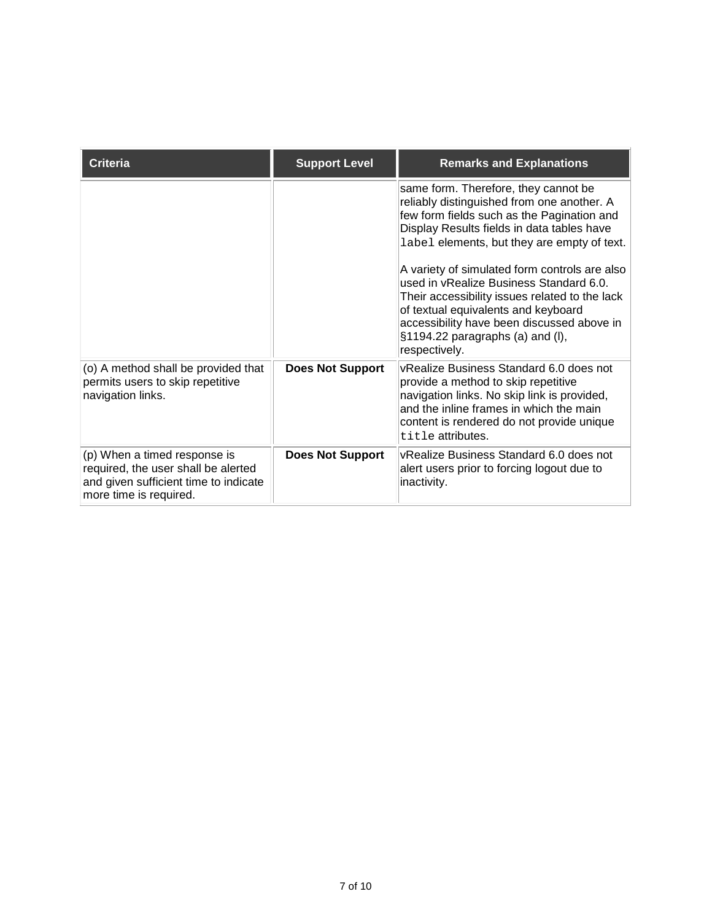| Criteria | Support Level | Remarks and Explanations |
| --- | --- | --- |
| | | same form. Therefore, they cannot be reliably distinguished from one another. A few form fields such as the Pagination and Display Results fields in data tables have `label` elements, but they are empty of text.<br><br>A variety of simulated form controls are also used in vRealize Business Standard 6.0. Their accessibility issues related to the lack of textual equivalents and keyboard accessibility have been discussed above in §1194.22 paragraphs (a) and (l), respectively. |
| (o) A method shall be provided that permits users to skip repetitive navigation links. | **Does Not Support** | vRealize Business Standard 6.0 does not provide a method to skip repetitive navigation links. No skip link is provided, and the inline frames in which the main content is rendered do not provide unique `title` attributes. |
| (p) When a timed response is required, the user shall be alerted and given sufficient time to indicate more time is required. | **Does Not Support** | vRealize Business Standard 6.0 does not alert users prior to forcing logout due to inactivity. |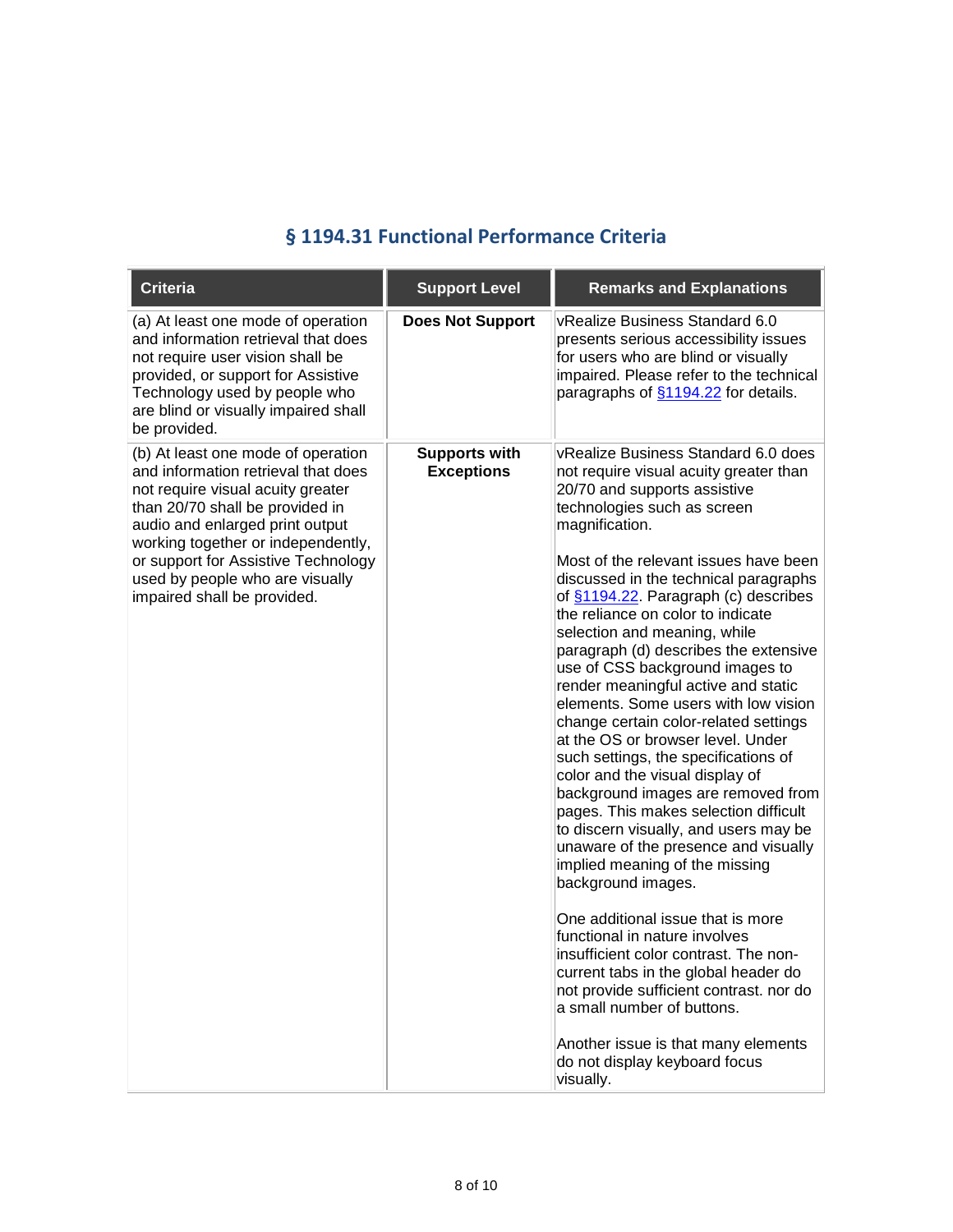## § 1194.31 Functional Performance Criteria

| Criteria | Support Level | Remarks and Explanations |
|---|---|---|
| (a) At least one mode of operation and information retrieval that does not require user vision shall be provided, or support for Assistive Technology used by people who are blind or visually impaired shall be provided. | **Does Not Support** | vRealize Business Standard 6.0 presents serious accessibility issues for users who are blind or visually impaired. Please refer to the technical paragraphs of §1194.22 for details. |
| (b) At least one mode of operation and information retrieval that does not require visual acuity greater than 20/70 shall be provided in audio and enlarged print output working together or independently, or support for Assistive Technology used by people who are visually impaired shall be provided. | **Supports with Exceptions** | vRealize Business Standard 6.0 does not require visual acuity greater than 20/70 and supports assistive technologies such as screen magnification.<br><br>Most of the relevant issues have been discussed in the technical paragraphs of §1194.22. Paragraph (c) describes the reliance on color to indicate selection and meaning, while paragraph (d) describes the extensive use of CSS background images to render meaningful active and static elements. Some users with low vision change certain color-related settings at the OS or browser level. Under such settings, the specifications of color and the visual display of background images are removed from pages. This makes selection difficult to discern visually, and users may be unaware of the presence and visually implied meaning of the missing background images.<br><br>One additional issue that is more functional in nature involves insufficient color contrast. The non-current tabs in the global header do not provide sufficient contrast. nor do a small number of buttons.<br><br>Another issue is that many elements do not display keyboard focus visually. |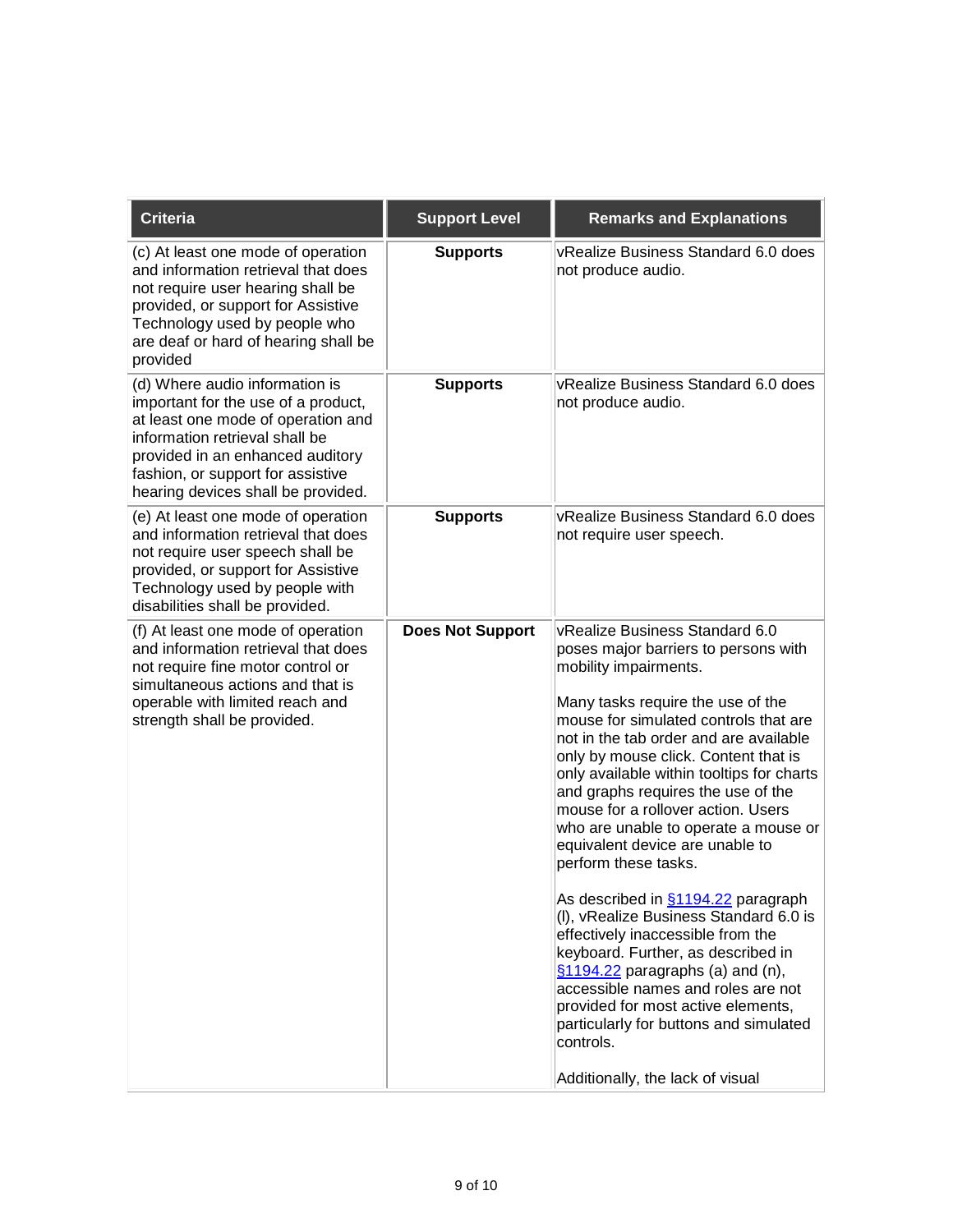| Criteria | Support Level | Remarks and Explanations |
| --- | --- | --- |
| (c) At least one mode of operation and information retrieval that does not require user hearing shall be provided, or support for Assistive Technology used by people who are deaf or hard of hearing shall be provided | **Supports** | vRealize Business Standard 6.0 does not produce audio. |
| (d) Where audio information is important for the use of a product, at least one mode of operation and information retrieval shall be provided in an enhanced auditory fashion, or support for assistive hearing devices shall be provided. | **Supports** | vRealize Business Standard 6.0 does not produce audio. |
| (e) At least one mode of operation and information retrieval that does not require user speech shall be provided, or support for Assistive Technology used by people with disabilities shall be provided. | **Supports** | vRealize Business Standard 6.0 does not require user speech. |
| (f) At least one mode of operation and information retrieval that does not require fine motor control or simultaneous actions and that is operable with limited reach and strength shall be provided. | **Does Not Support** | vRealize Business Standard 6.0 poses major barriers to persons with mobility impairments.<br><br>Many tasks require the use of the mouse for simulated controls that are not in the tab order and are available only by mouse click. Content that is only available within tooltips for charts and graphs requires the use of the mouse for a rollover action. Users who are unable to operate a mouse or equivalent device are unable to perform these tasks.<br><br>As described in §1194.22 paragraph (l), vRealize Business Standard 6.0 is effectively inaccessible from the keyboard. Further, as described in §1194.22 paragraphs (a) and (n), accessible names and roles are not provided for most active elements, particularly for buttons and simulated controls.<br><br>Additionally, the lack of visual |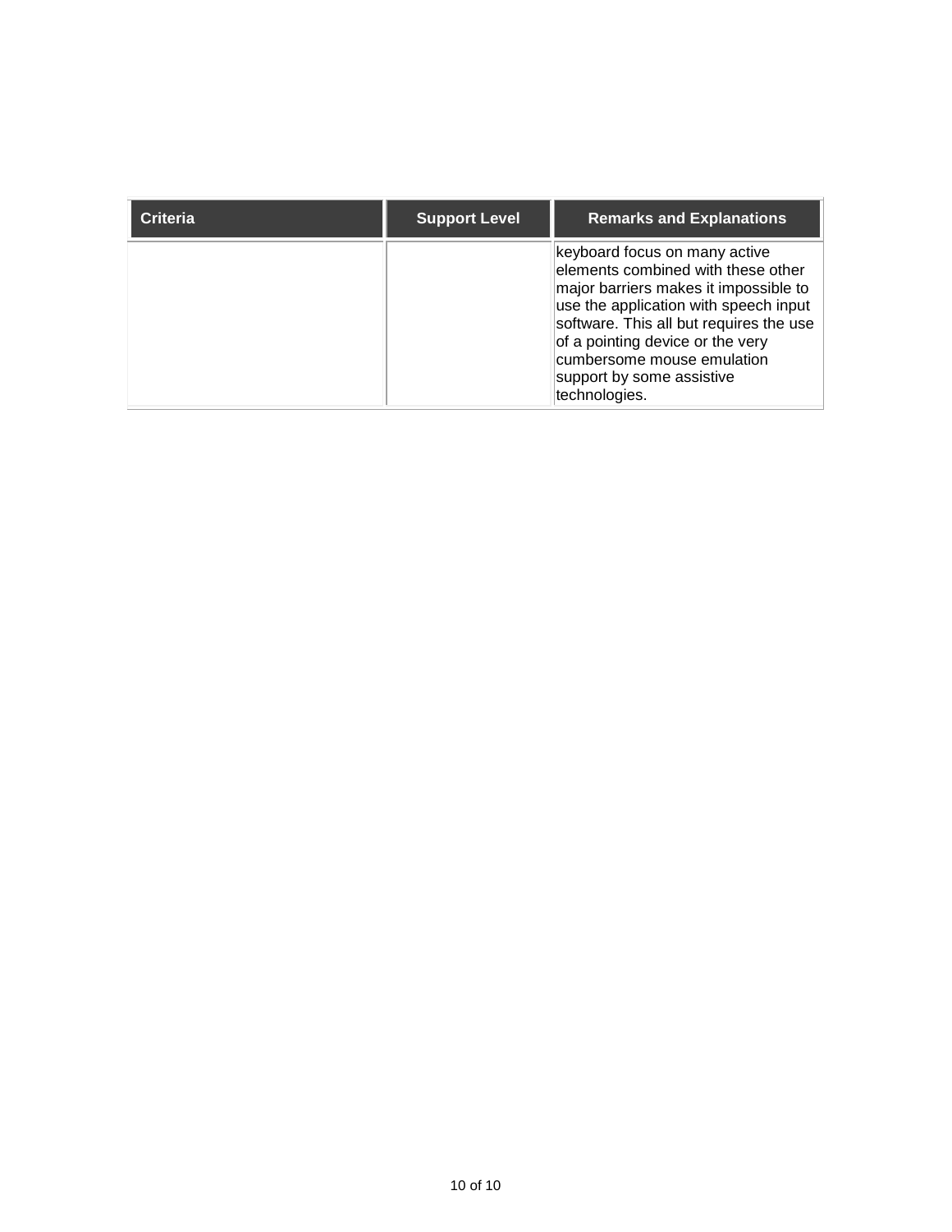| Criteria | Support Level | Remarks and Explanations |
| --- | --- | --- |
| | | keyboard focus on many active elements combined with these other major barriers makes it impossible to use the application with speech input software. This all but requires the use of a pointing device or the very cumbersome mouse emulation support by some assistive technologies. |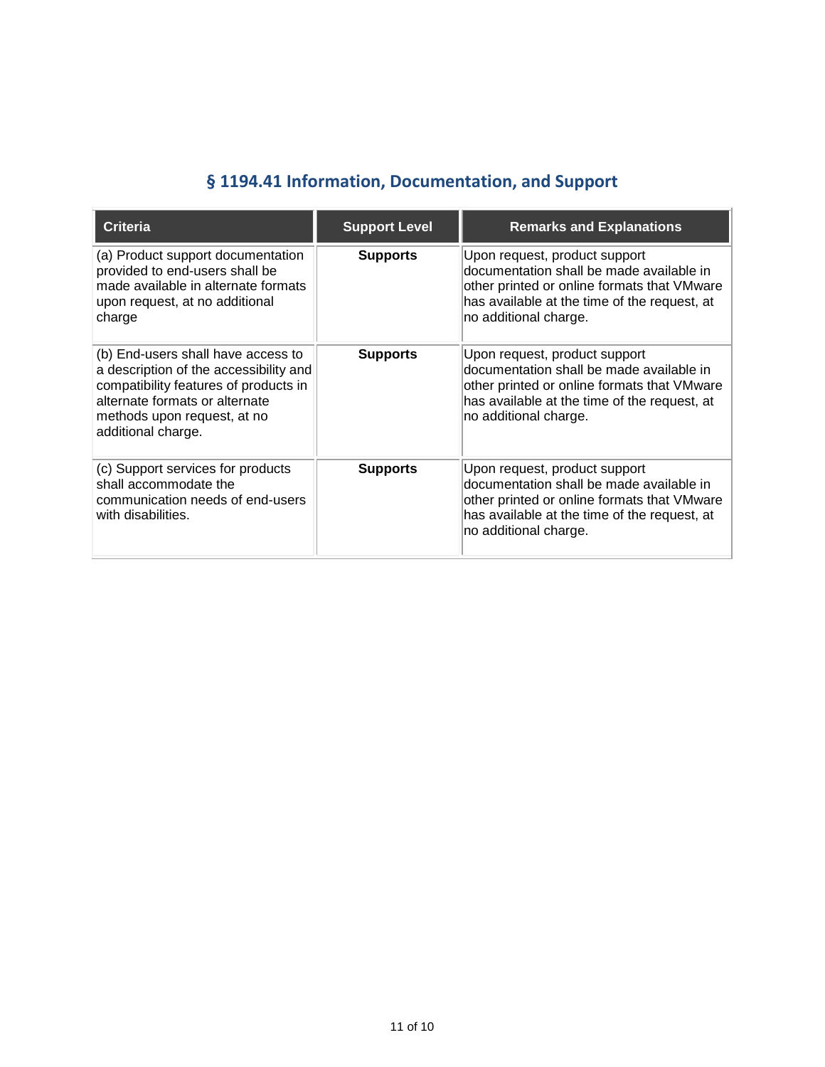## § 1194.41 Information, Documentation, and Support

| Criteria | Support Level | Remarks and Explanations |
|---|---|---|
| (a) Product support documentation provided to end-users shall be made available in alternate formats upon request, at no additional charge | **Supports** | Upon request, product support documentation shall be made available in other printed or online formats that VMware has available at the time of the request, at no additional charge. |
| (b) End-users shall have access to a description of the accessibility and compatibility features of products in alternate formats or alternate methods upon request, at no additional charge. | **Supports** | Upon request, product support documentation shall be made available in other printed or online formats that VMware has available at the time of the request, at no additional charge. |
| (c) Support services for products shall accommodate the communication needs of end-users with disabilities. | **Supports** | Upon request, product support documentation shall be made available in other printed or online formats that VMware has available at the time of the request, at no additional charge. |